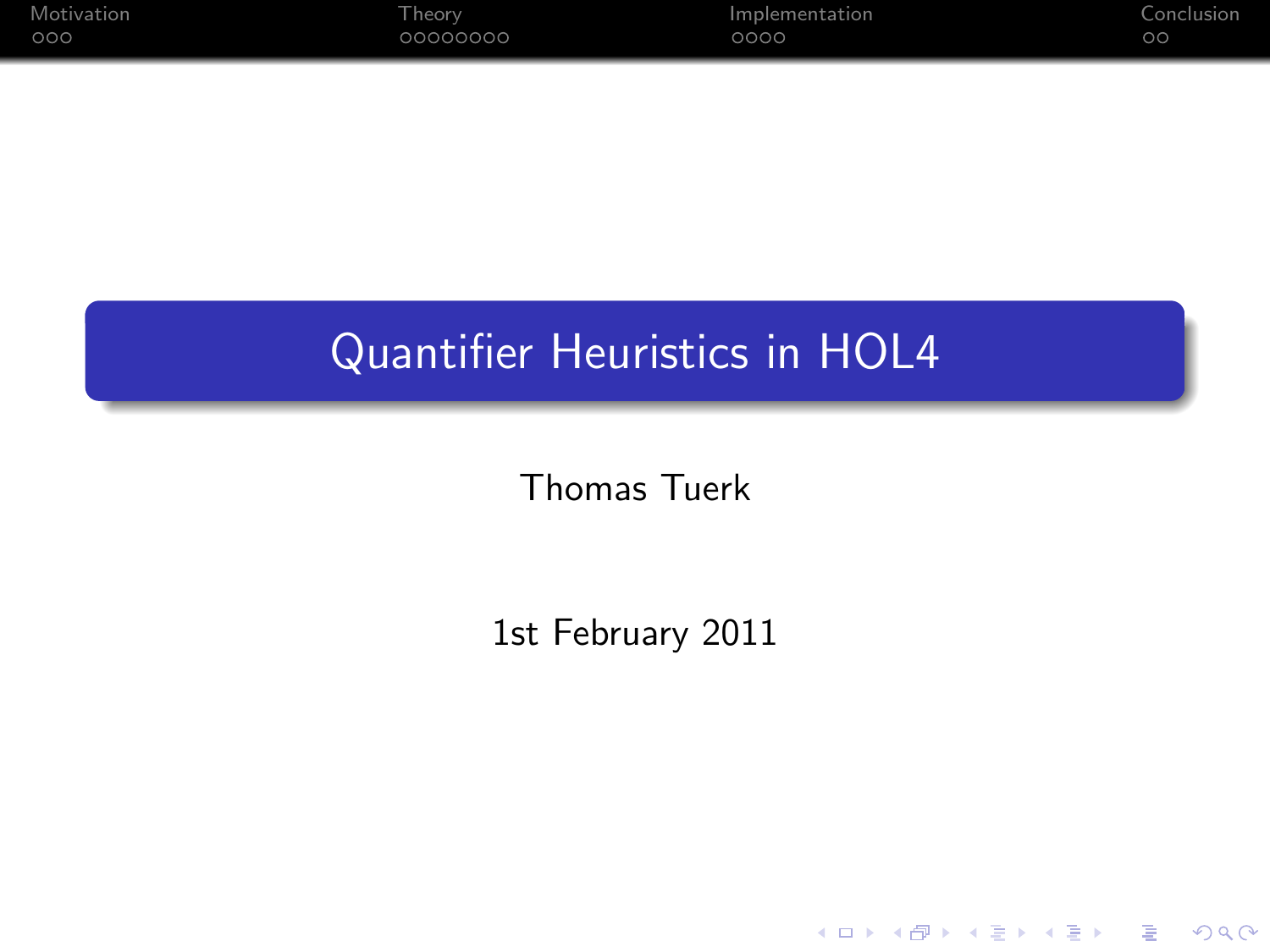# Quantifier Heuristics in HOL4

Thomas Tuerk

1st February 2011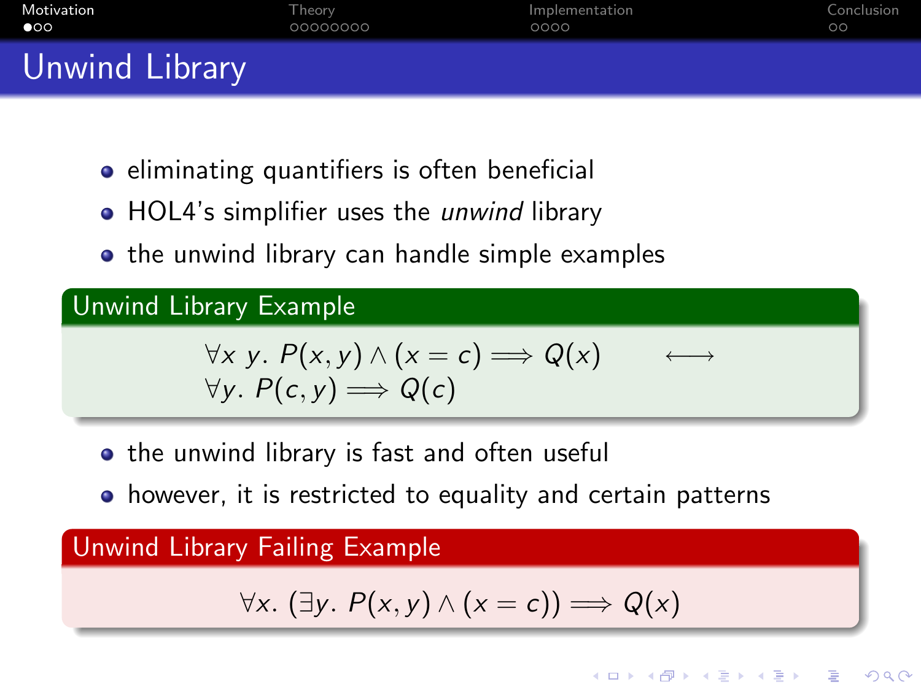# Unwind Library

- eliminating quantifiers is often beneficial
- HOL4's simplifier uses the *unwind* library
- the unwind library can handle simple examples

**Unwind Library Example**

$$\forall x\ y.\ P(x, y) \wedge (x = c) \Longrightarrow Q(x) \qquad \longleftrightarrow$$
$$\forall y.\ P(c, y) \Longrightarrow Q(c)$$

- the unwind library is fast and often useful
- however, it is restricted to equality and certain patterns

**Unwind Library Failing Example**

$$\forall x.\ (\exists y.\ P(x, y) \wedge (x = c)) \Longrightarrow Q(x)$$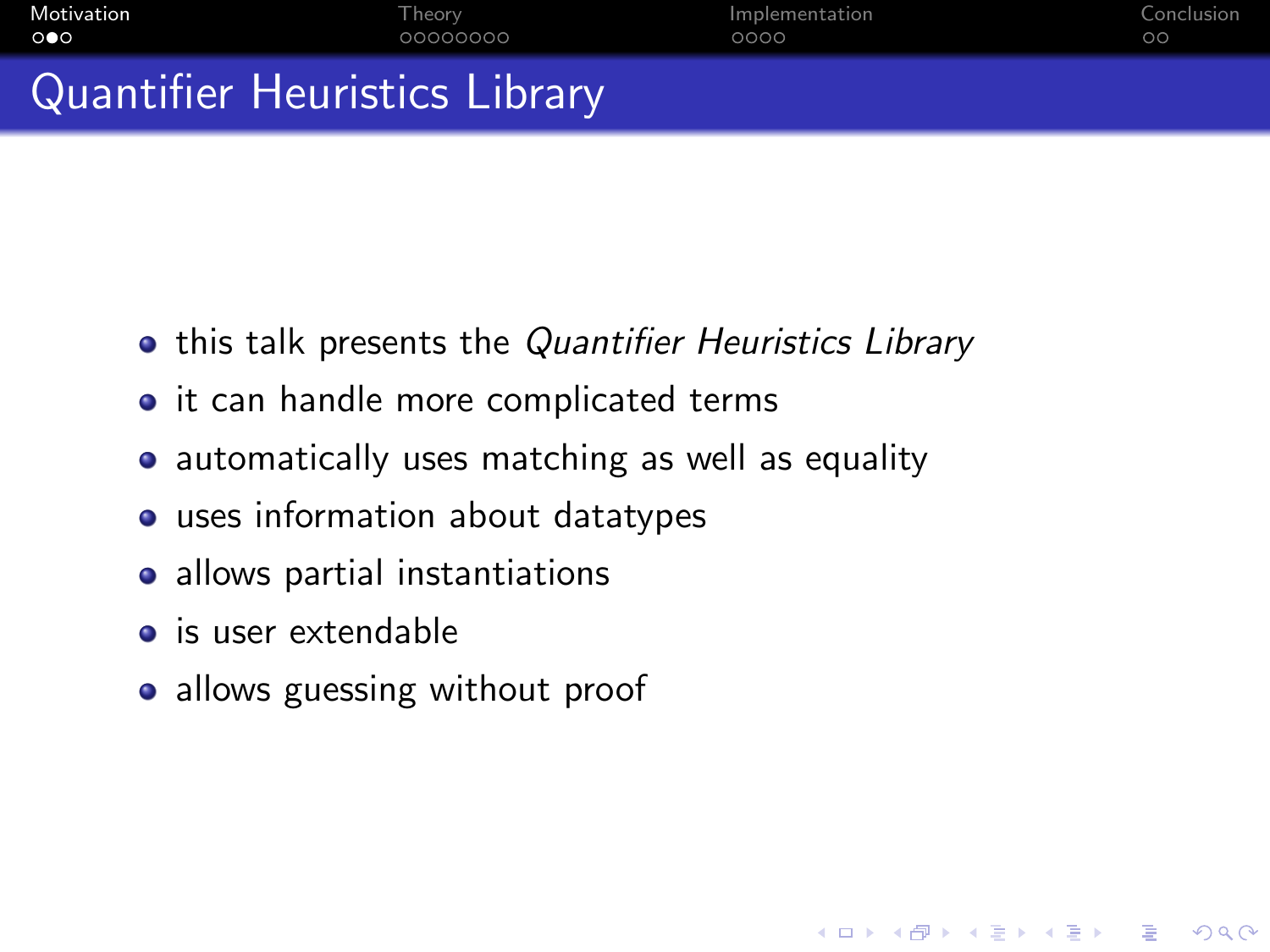# Quantifier Heuristics Library

- this talk presents the *Quantifier Heuristics Library*
- it can handle more complicated terms
- automatically uses matching as well as equality
- uses information about datatypes
- allows partial instantiations
- is user extendable
- allows guessing without proof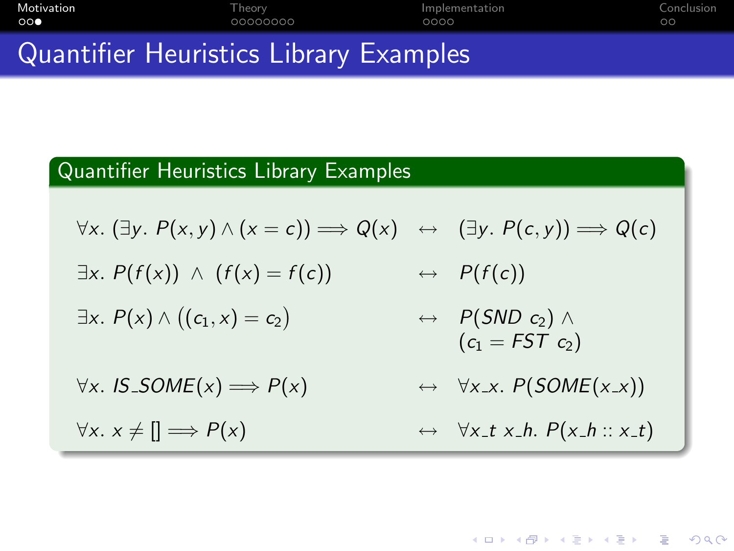# Quantifier Heuristics Library Examples

## Quantifier Heuristics Library Examples

$$\forall x.\ (\exists y.\ P(x,y) \land (x = c)) \Longrightarrow Q(x) \quad \leftrightarrow \quad (\exists y.\ P(c,y)) \Longrightarrow Q(c)$$

$$\exists x.\ P(f(x)) \ \land \ (f(x) = f(c)) \quad \leftrightarrow \quad P(f(c))$$

$$\exists x.\ P(x) \land ((c_1, x) = c_2) \quad \leftrightarrow \quad P(SND\ c_2) \land (c_1 = FST\ c_2)$$

$$\forall x.\ IS\_SOME(x) \Longrightarrow P(x) \quad \leftrightarrow \quad \forall x\_x.\ P(SOME(x\_x))$$

$$\forall x.\ x \neq [] \Longrightarrow P(x) \quad \leftrightarrow \quad \forall x\_t\ x\_h.\ P(x\_h :: x\_t)$$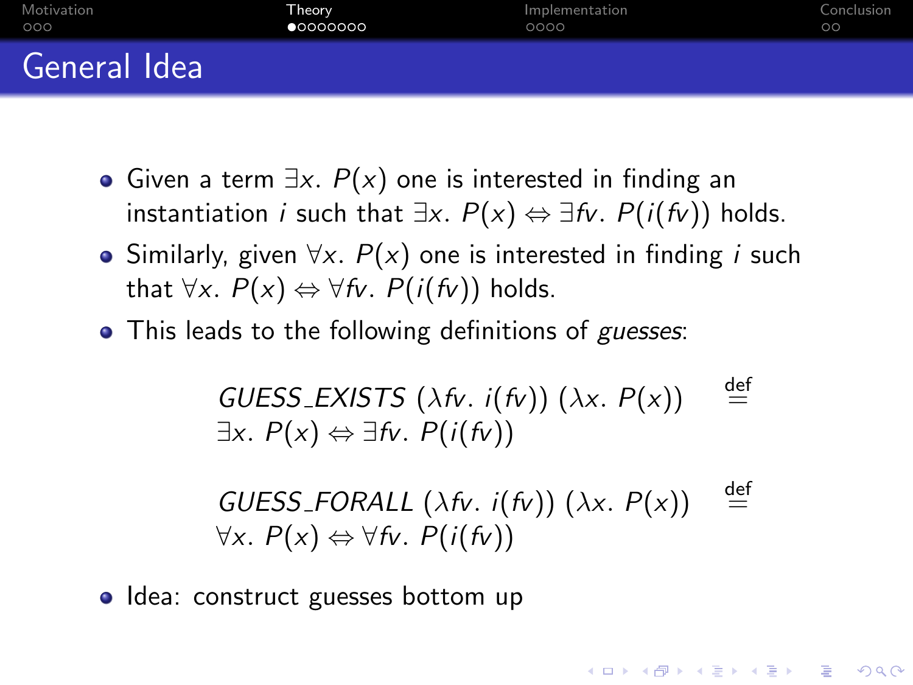# General Idea

- Given a term $\exists x.\ P(x)$ one is interested in finding an instantiation $i$ such that $\exists x.\ P(x) \Leftrightarrow \exists fv.\ P(i(fv))$ holds.
- Similarly, given $\forall x.\ P(x)$ one is interested in finding $i$ such that $\forall x.\ P(x) \Leftrightarrow \forall fv.\ P(i(fv))$ holds.
- This leads to the following definitions of *guesses*:

$$
\begin{aligned}
&\mathit{GUESS\_EXISTS}\ (\lambda fv.\ i(fv))\ (\lambda x.\ P(x)) \stackrel{\text{def}}{=} \\
&\exists x.\ P(x) \Leftrightarrow \exists fv.\ P(i(fv))
\end{aligned}
$$

$$
\begin{aligned}
&\mathit{GUESS\_FORALL}\ (\lambda fv.\ i(fv))\ (\lambda x.\ P(x)) \stackrel{\text{def}}{=} \\
&\forall x.\ P(x) \Leftrightarrow \forall fv.\ P(i(fv))
\end{aligned}
$$

- Idea: construct guesses bottom up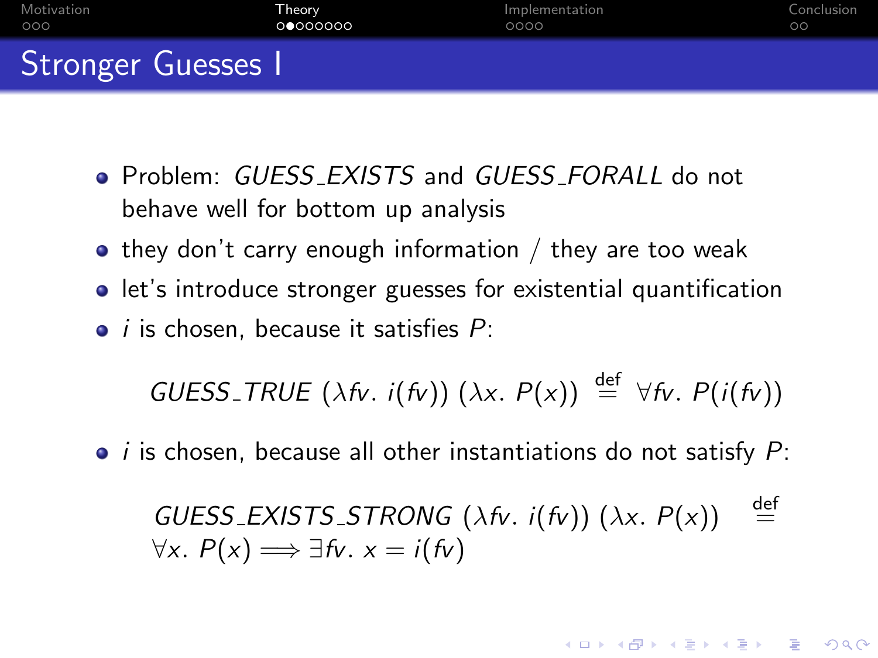# Stronger Guesses I

- Problem: *GUESS_EXISTS* and *GUESS_FORALL* do not behave well for bottom up analysis
- they don't carry enough information / they are too weak
- let's introduce stronger guesses for existential quantification
- $i$ is chosen, because it satisfies $P$:

$$\mathit{GUESS\_TRUE}\ (\lambda fv.\ i(fv))\ (\lambda x.\ P(x)) \stackrel{\text{def}}{=} \forall fv.\ P(i(fv))$$

- $i$ is chosen, because all other instantiations do not satisfy $P$:

$$\mathit{GUESS\_EXISTS\_STRONG}\ (\lambda fv.\ i(fv))\ (\lambda x.\ P(x)) \stackrel{\text{def}}{=} \forall x.\ P(x) \Longrightarrow \exists fv.\ x = i(fv)$$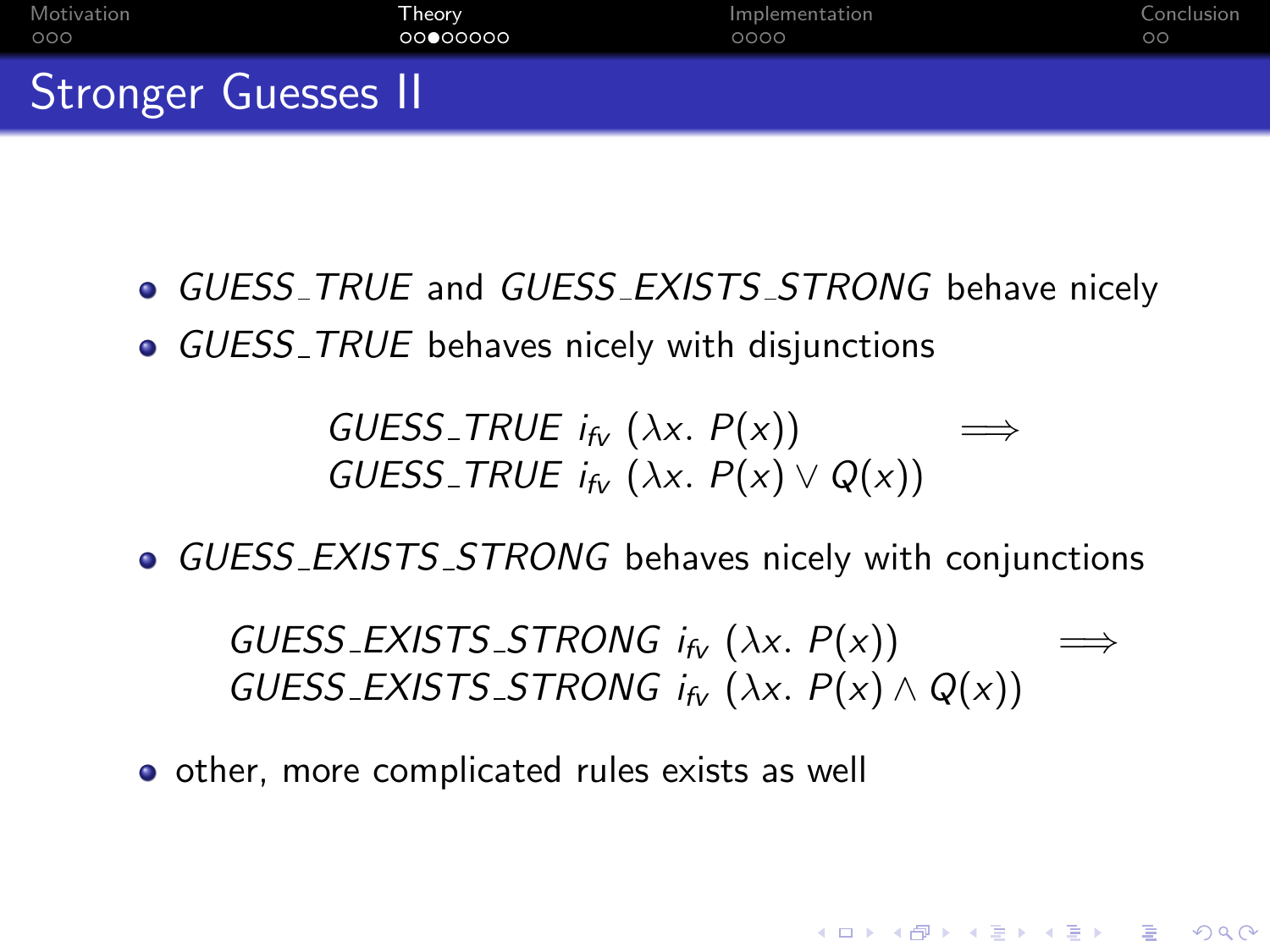# Stronger Guesses II

- *GUESS_TRUE* and *GUESS_EXISTS_STRONG* behave nicely
- *GUESS_TRUE* behaves nicely with disjunctions

$$
\begin{array}{ll}
\mathit{GUESS\_TRUE}\ i_{fv}\ (\lambda x.\ P(x)) & \Longrightarrow \\
\mathit{GUESS\_TRUE}\ i_{fv}\ (\lambda x.\ P(x) \vee Q(x)) &
\end{array}
$$

- *GUESS_EXISTS_STRONG* behaves nicely with conjunctions

$$
\begin{array}{ll}
\mathit{GUESS\_EXISTS\_STRONG}\ i_{fv}\ (\lambda x.\ P(x)) & \Longrightarrow \\
\mathit{GUESS\_EXISTS\_STRONG}\ i_{fv}\ (\lambda x.\ P(x) \wedge Q(x)) &
\end{array}
$$

- other, more complicated rules exists as well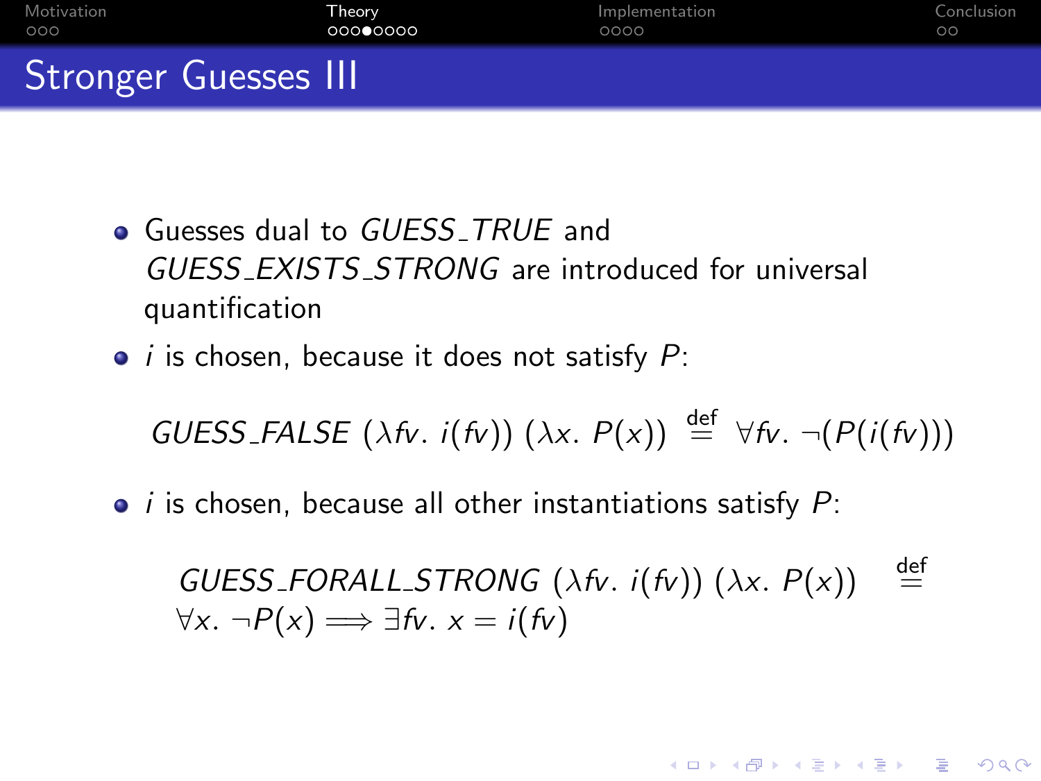# Stronger Guesses III

- Guesses dual to *GUESS_TRUE* and *GUESS_EXISTS_STRONG* are introduced for universal quantification
- $i$ is chosen, because it does not satisfy $P$:

$$GUESS\_FALSE\ (\lambda fv.\ i(fv))\ (\lambda x.\ P(x)) \stackrel{\text{def}}{=} \forall fv.\ \neg(P(i(fv)))$$

- $i$ is chosen, because all other instantiations satisfy $P$:

$$GUESS\_FORALL\_STRONG\ (\lambda fv.\ i(fv))\ (\lambda x.\ P(x)) \stackrel{\text{def}}{=} \forall x.\ \neg P(x) \Longrightarrow \exists fv.\ x = i(fv)$$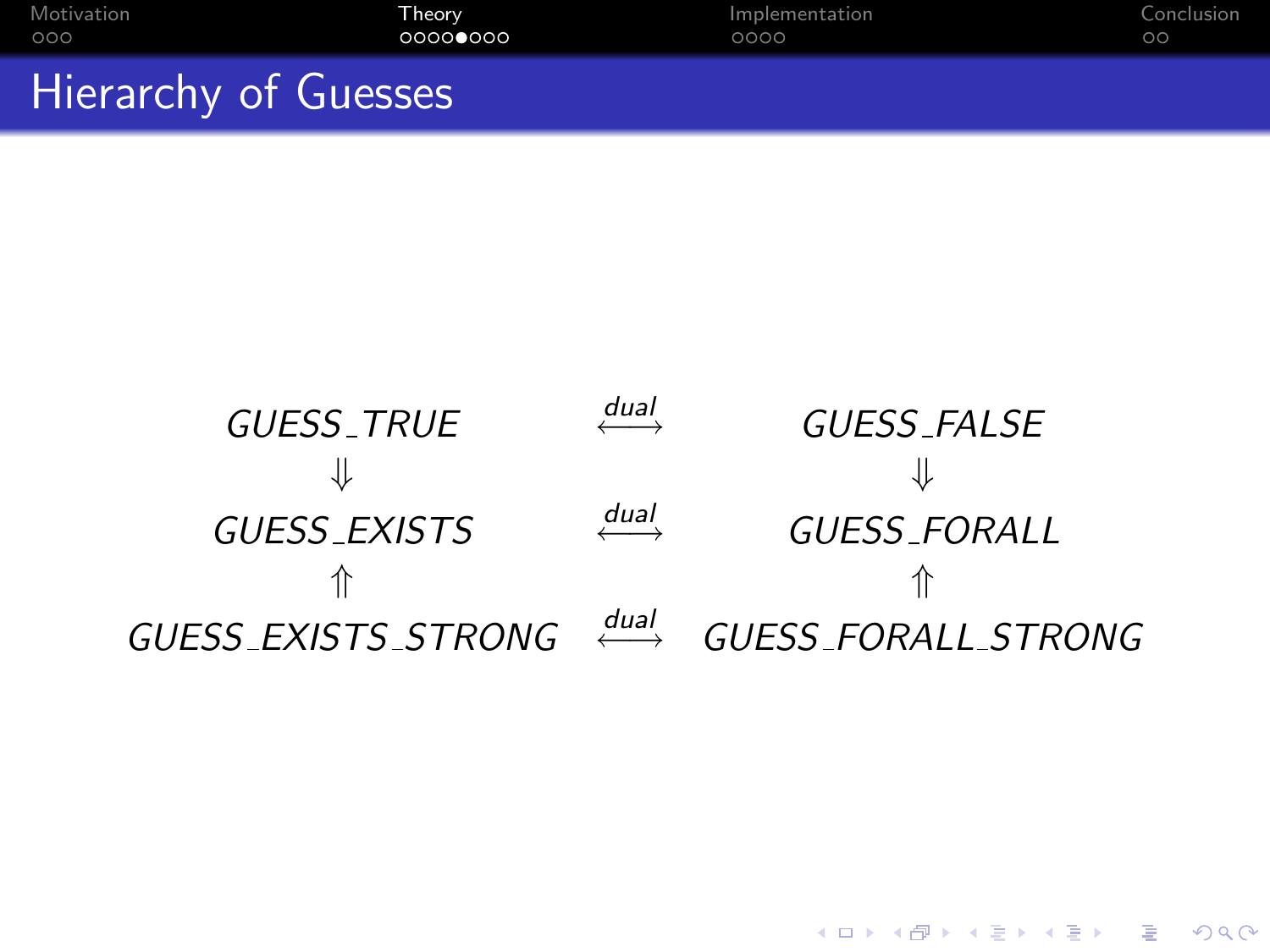## Hierarchy of Guesses

$$
\begin{array}{ccc}
\mathit{GUESS\_TRUE} & \overset{\mathit{dual}}{\longleftrightarrow} & \mathit{GUESS\_FALSE} \\
\Downarrow & & \Downarrow \\
\mathit{GUESS\_EXISTS} & \overset{\mathit{dual}}{\longleftrightarrow} & \mathit{GUESS\_FORALL} \\
\Uparrow & & \Uparrow \\
\mathit{GUESS\_EXISTS\_STRONG} & \overset{\mathit{dual}}{\longleftrightarrow} & \mathit{GUESS\_FORALL\_STRONG}
\end{array}
$$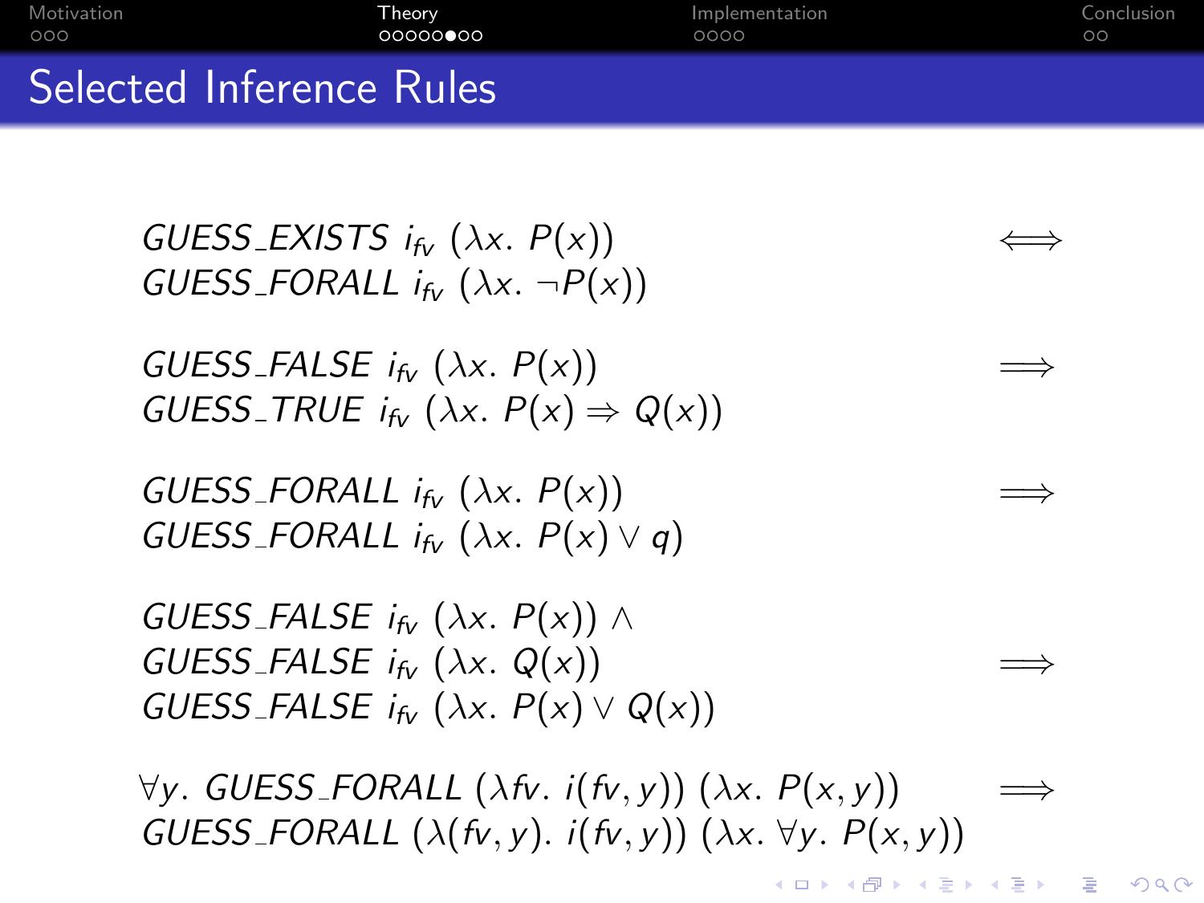# Selected Inference Rules

$$GUESS\_EXISTS\ i_{fv}\ (\lambda x.\ P(x)) \iff GUESS\_FORALL\ i_{fv}\ (\lambda x.\ \neg P(x))$$

$$GUESS\_FALSE\ i_{fv}\ (\lambda x.\ P(x)) \Longrightarrow GUESS\_TRUE\ i_{fv}\ (\lambda x.\ P(x) \Rightarrow Q(x))$$

$$GUESS\_FORALL\ i_{fv}\ (\lambda x.\ P(x)) \Longrightarrow GUESS\_FORALL\ i_{fv}\ (\lambda x.\ P(x) \vee q)$$

$$GUESS\_FALSE\ i_{fv}\ (\lambda x.\ P(x)) \wedge GUESS\_FALSE\ i_{fv}\ (\lambda x.\ Q(x)) \Longrightarrow GUESS\_FALSE\ i_{fv}\ (\lambda x.\ P(x) \vee Q(x))$$

$$\forall y.\ GUESS\_FORALL\ (\lambda fv.\ i(fv, y))\ (\lambda x.\ P(x, y)) \Longrightarrow GUESS\_FORALL\ (\lambda (fv, y).\ i(fv, y))\ (\lambda x.\ \forall y.\ P(x, y))$$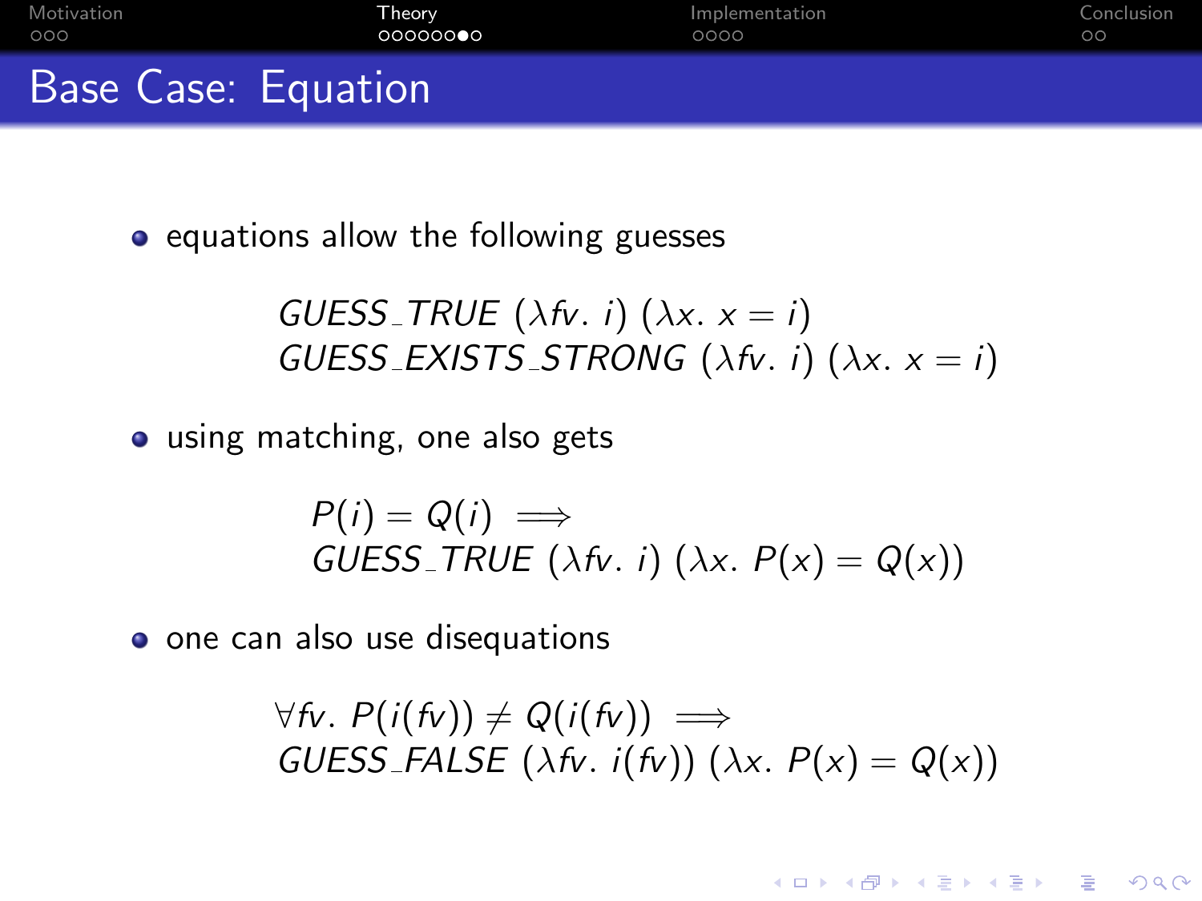## Base Case: Equation

- equations allow the following guesses

$$
\begin{array}{l}
\mathit{GUESS\_TRUE}\ (\lambda fv.\ i)\ (\lambda x.\ x = i) \\
\mathit{GUESS\_EXISTS\_STRONG}\ (\lambda fv.\ i)\ (\lambda x.\ x = i)
\end{array}
$$

- using matching, one also gets

$$
\begin{array}{l}
P(i) = Q(i) \implies \\
\mathit{GUESS\_TRUE}\ (\lambda fv.\ i)\ (\lambda x.\ P(x) = Q(x))
\end{array}
$$

- one can also use disequations

$$
\begin{array}{l}
\forall fv.\ P(i(fv)) \neq Q(i(fv)) \implies \\
\mathit{GUESS\_FALSE}\ (\lambda fv.\ i(fv))\ (\lambda x.\ P(x) = Q(x))
\end{array}
$$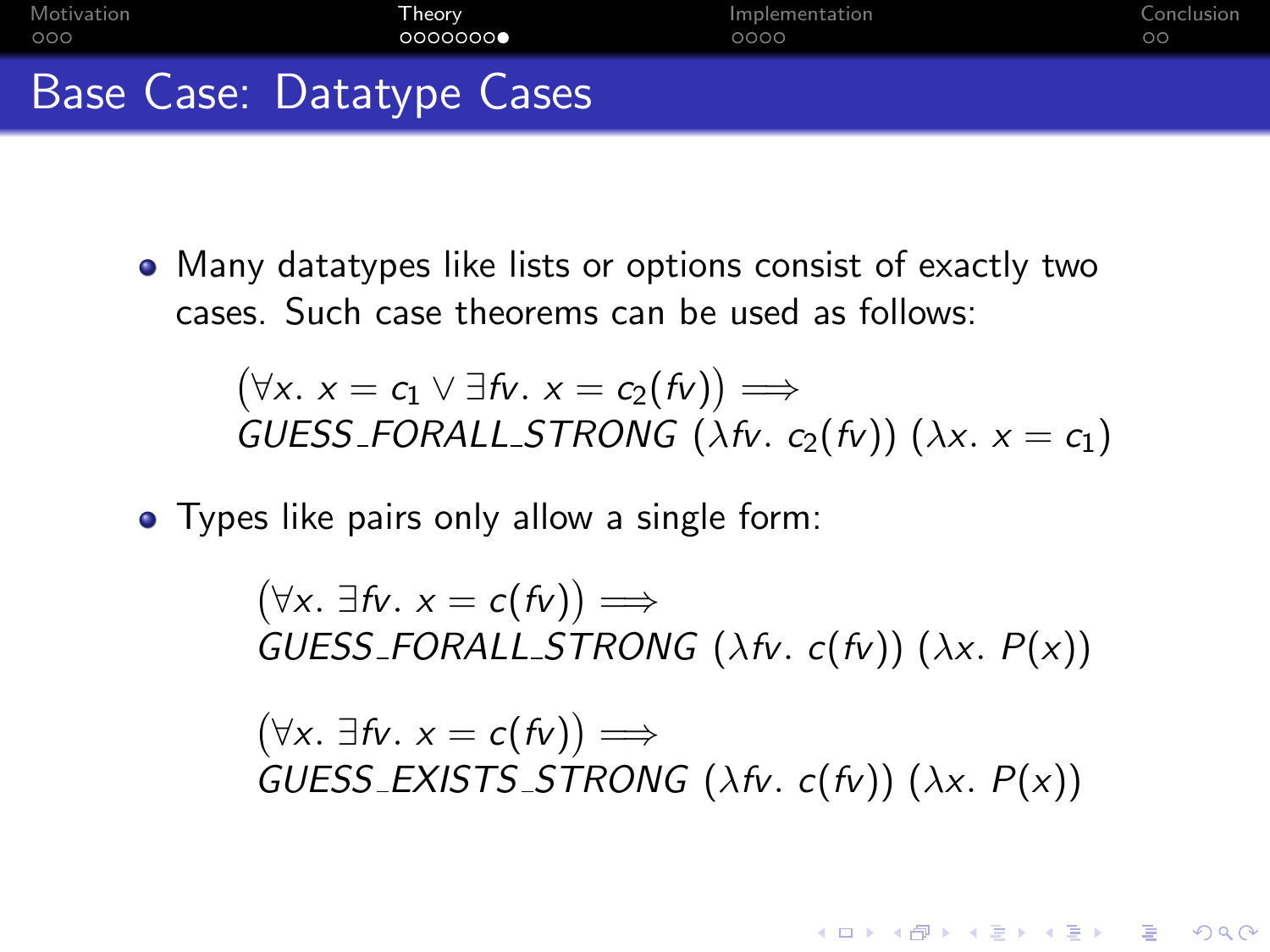# Base Case: Datatype Cases

- Many datatypes like lists or options consist of exactly two cases. Such case theorems can be used as follows:

$$
\begin{array}{l}
(\forall x.\ x = c_1 \lor \exists fv.\ x = c_2(fv)) \implies \\
\mathit{GUESS\_FORALL\_STRONG}\ (\lambda fv.\ c_2(fv))\ (\lambda x.\ x = c_1)
\end{array}
$$

- Types like pairs only allow a single form:

$$
\begin{array}{l}
(\forall x.\ \exists fv.\ x = c(fv)) \implies \\
\mathit{GUESS\_FORALL\_STRONG}\ (\lambda fv.\ c(fv))\ (\lambda x.\ P(x))
\end{array}
$$

$$
\begin{array}{l}
(\forall x.\ \exists fv.\ x = c(fv)) \implies \\
\mathit{GUESS\_EXISTS\_STRONG}\ (\lambda fv.\ c(fv))\ (\lambda x.\ P(x))
\end{array}
$$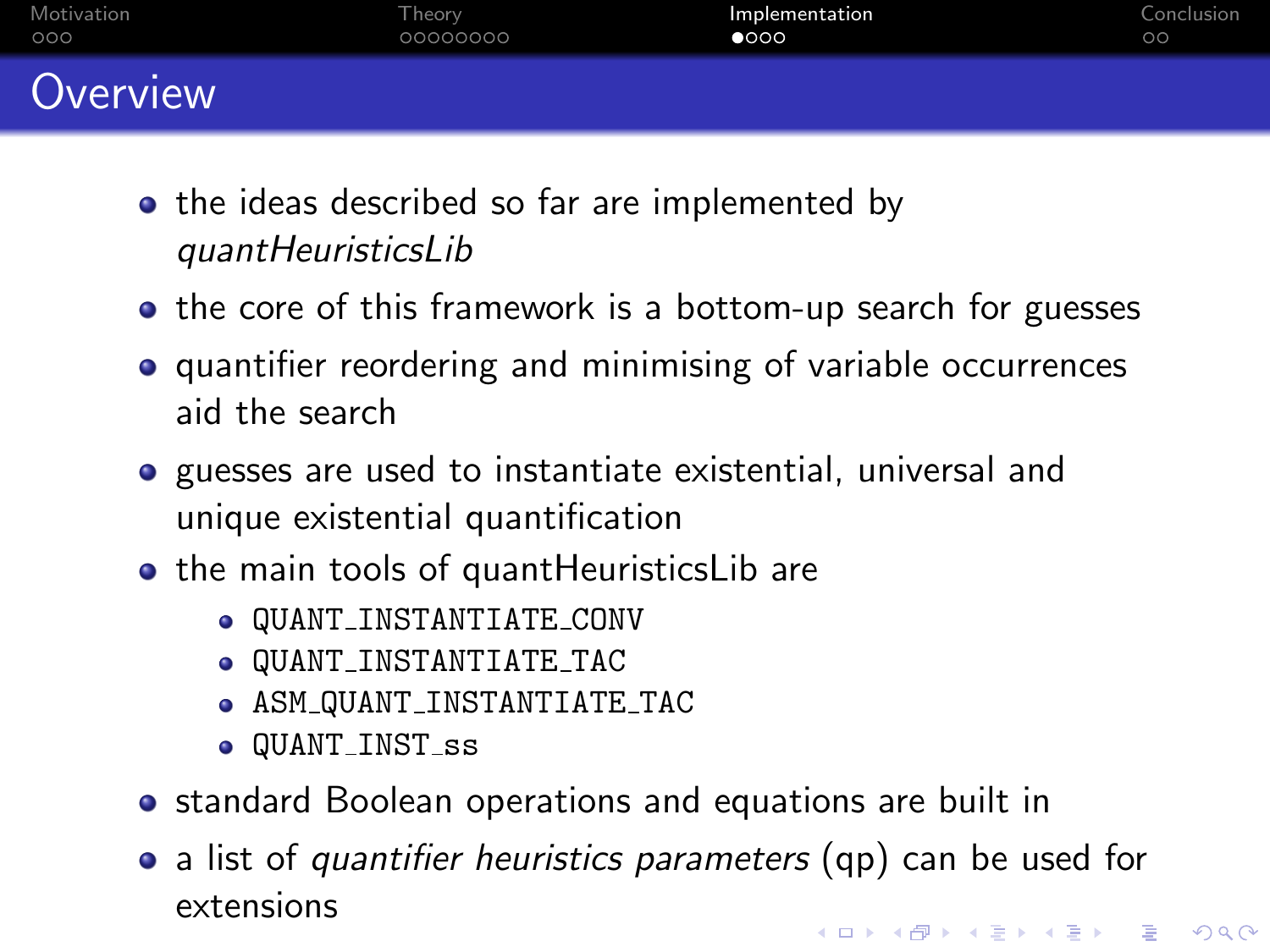# Overview

- the ideas described so far are implemented by *quantHeuristicsLib*
- the core of this framework is a bottom-up search for guesses
- quantifier reordering and minimising of variable occurrences aid the search
- guesses are used to instantiate existential, universal and unique existential quantification
- the main tools of quantHeuristicsLib are
  - `QUANT_INSTANTIATE_CONV`
  - `QUANT_INSTANTIATE_TAC`
  - `ASM_QUANT_INSTANTIATE_TAC`
  - `QUANT_INST_ss`
- standard Boolean operations and equations are built in
- a list of *quantifier heuristics parameters* (qp) can be used for extensions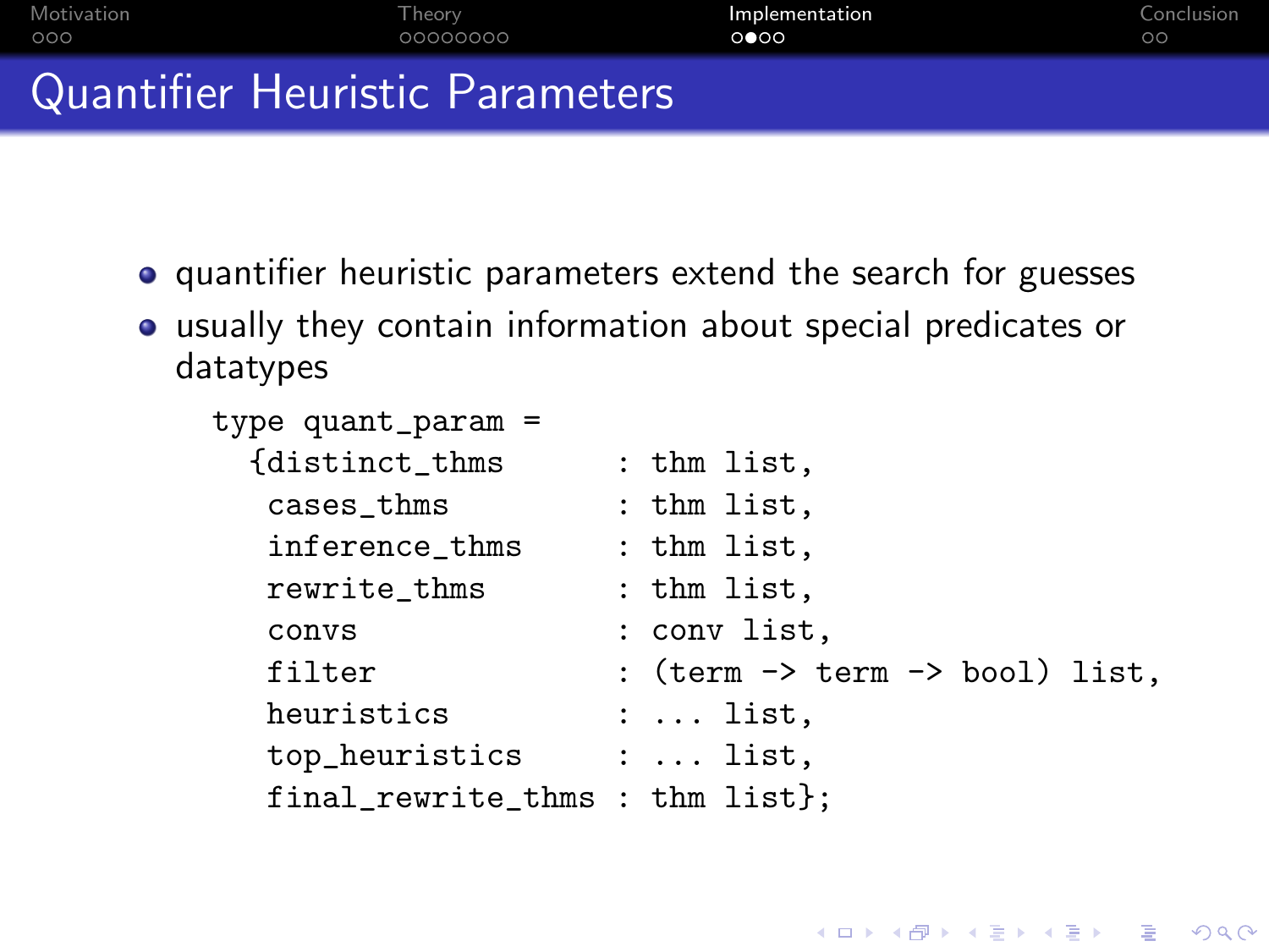# Quantifier Heuristic Parameters

- quantifier heuristic parameters extend the search for guesses
- usually they contain information about special predicates or datatypes

```
type quant_param =
  {distinct_thms       : thm list,
   cases_thms          : thm list,
   inference_thms      : thm list,
   rewrite_thms        : thm list,
   convs               : conv list,
   filter              : (term -> term -> bool) list,
   heuristics          : ... list,
   top_heuristics      : ... list,
   final_rewrite_thms  : thm list};
```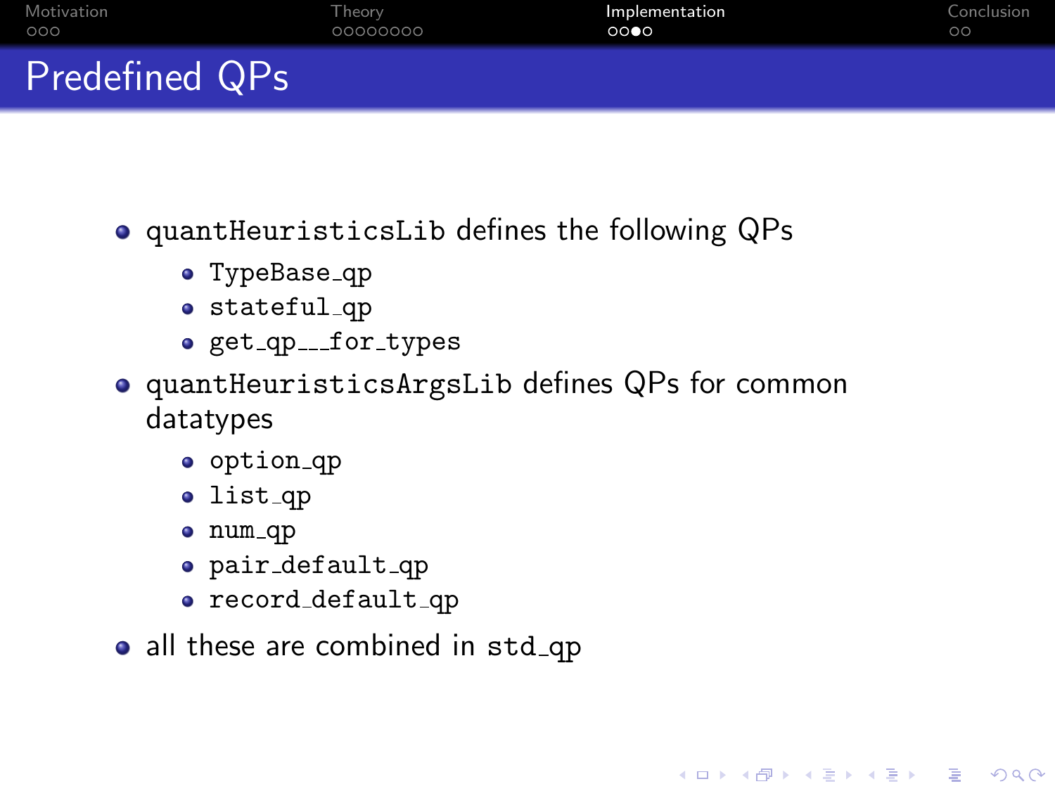# Predefined QPs

- `quantHeuristicsLib` defines the following QPs
  - `TypeBase_qp`
  - `stateful_qp`
  - `get_qp___for_types`
- `quantHeuristicsArgsLib` defines QPs for common datatypes
  - `option_qp`
  - `list_qp`
  - `num_qp`
  - `pair_default_qp`
  - `record_default_qp`
- all these are combined in `std_qp`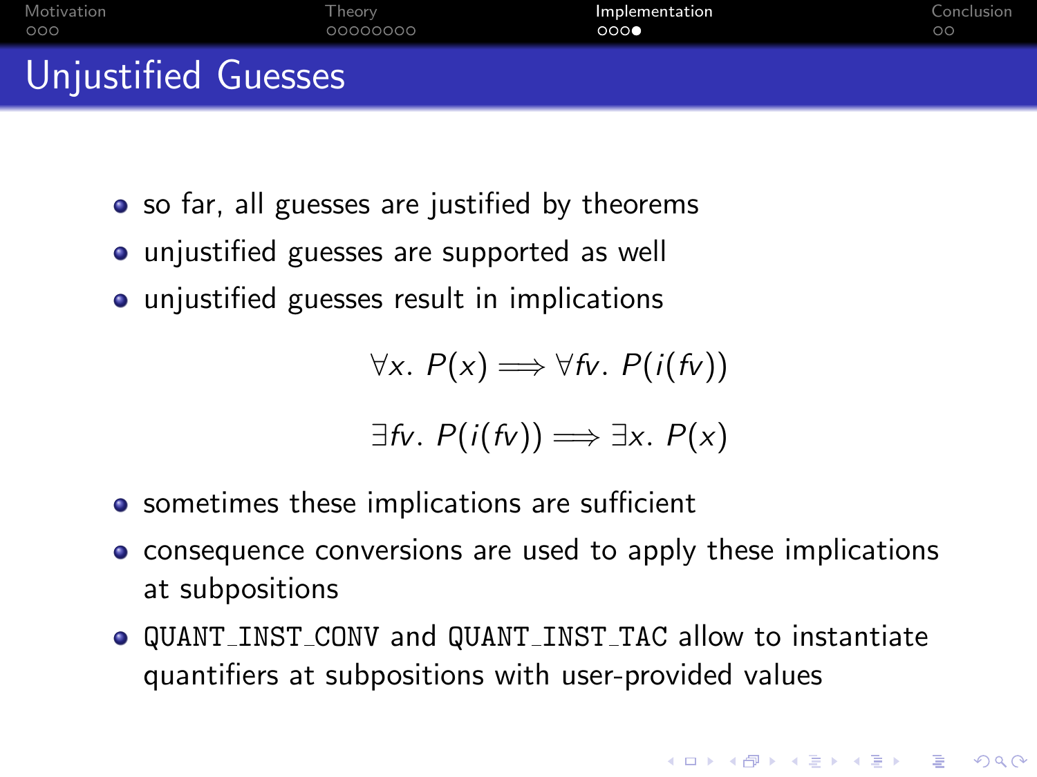# Unjustified Guesses

- so far, all guesses are justified by theorems
- unjustified guesses are supported as well
- unjustified guesses result in implications

$$\forall x.\ P(x) \Longrightarrow \forall fv.\ P(i(fv))$$

$$\exists fv.\ P(i(fv)) \Longrightarrow \exists x.\ P(x)$$

- sometimes these implications are sufficient
- consequence conversions are used to apply these implications at subpositions
- `QUANT_INST_CONV` and `QUANT_INST_TAC` allow to instantiate quantifiers at subpositions with user-provided values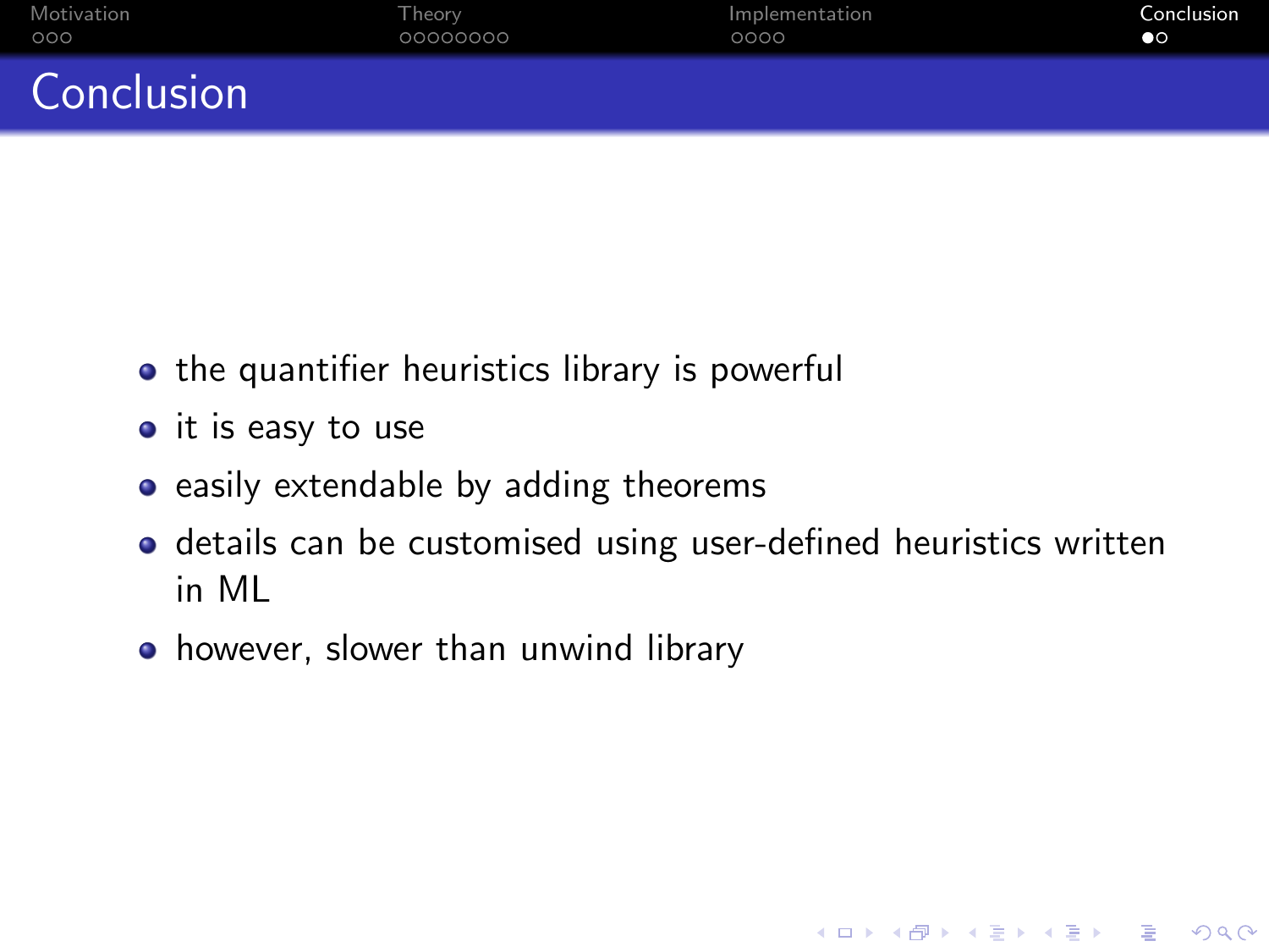# Conclusion

- the quantifier heuristics library is powerful
- it is easy to use
- easily extendable by adding theorems
- details can be customised using user-defined heuristics written in ML
- however, slower than unwind library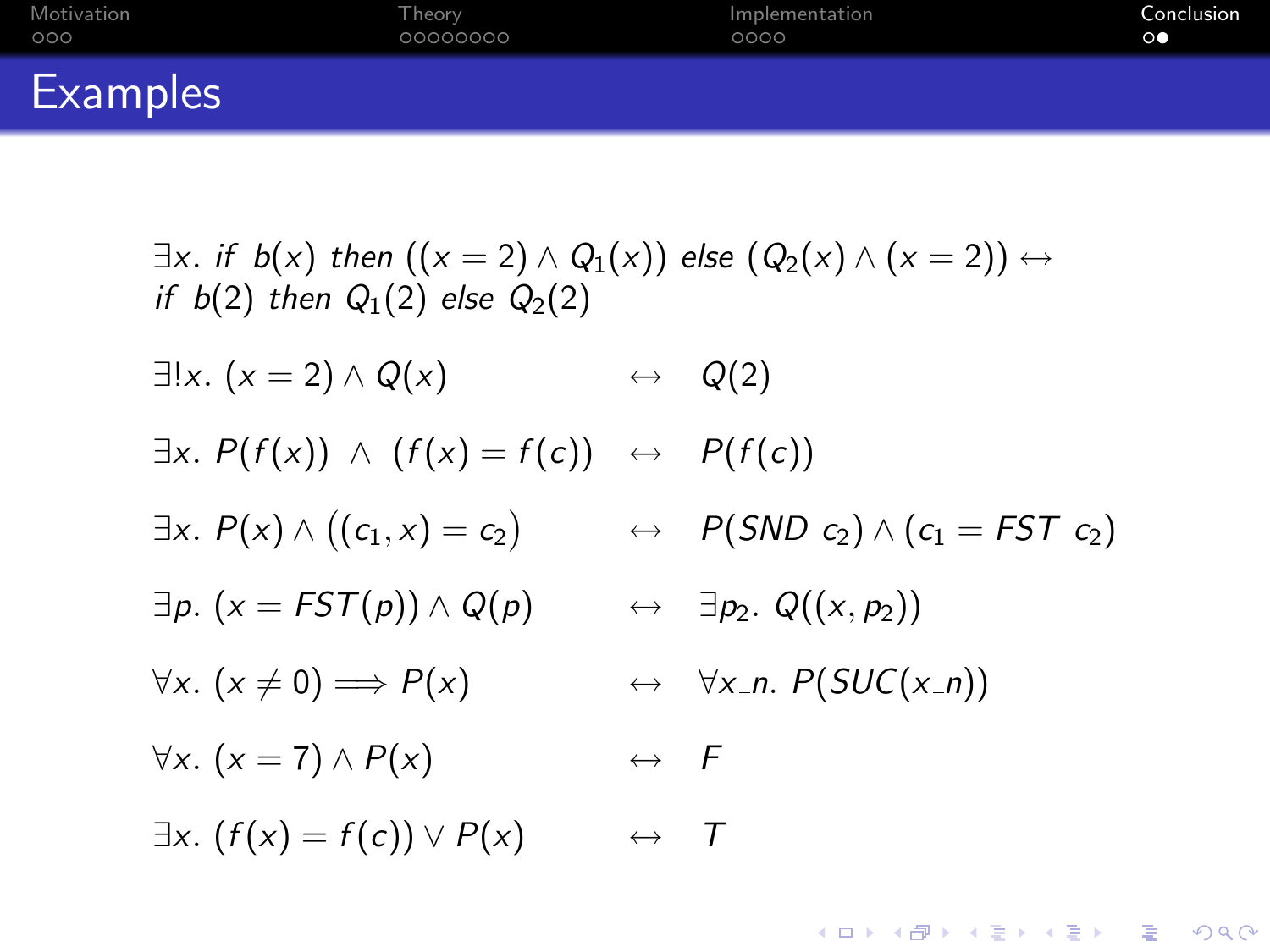# Examples

$$\exists x.\ \textit{if}\ \ b(x)\ \textit{then}\ ((x = 2) \wedge Q_1(x))\ \textit{else}\ (Q_2(x) \wedge (x = 2)) \leftrightarrow$$
$$\textit{if}\ \ b(2)\ \textit{then}\ Q_1(2)\ \textit{else}\ Q_2(2)$$

$$\exists! x.\ (x = 2) \wedge Q(x) \quad \leftrightarrow \quad Q(2)$$

$$\exists x.\ P(f(x)) \ \wedge \ (f(x) = f(c)) \quad \leftrightarrow \quad P(f(c))$$

$$\exists x.\ P(x) \wedge ((c_1, x) = c_2) \quad \leftrightarrow \quad P(\mathit{SND}\ \ c_2) \wedge (c_1 = \mathit{FST}\ \ c_2)$$

$$\exists p.\ (x = \mathit{FST}(p)) \wedge Q(p) \quad \leftrightarrow \quad \exists p_2.\ Q((x, p_2))$$

$$\forall x.\ (x \neq 0) \Longrightarrow P(x) \quad \leftrightarrow \quad \forall x\_n.\ P(\mathit{SUC}(x\_n))$$

$$\forall x.\ (x = 7) \wedge P(x) \quad \leftrightarrow \quad F$$

$$\exists x.\ (f(x) = f(c)) \vee P(x) \quad \leftrightarrow \quad T$$